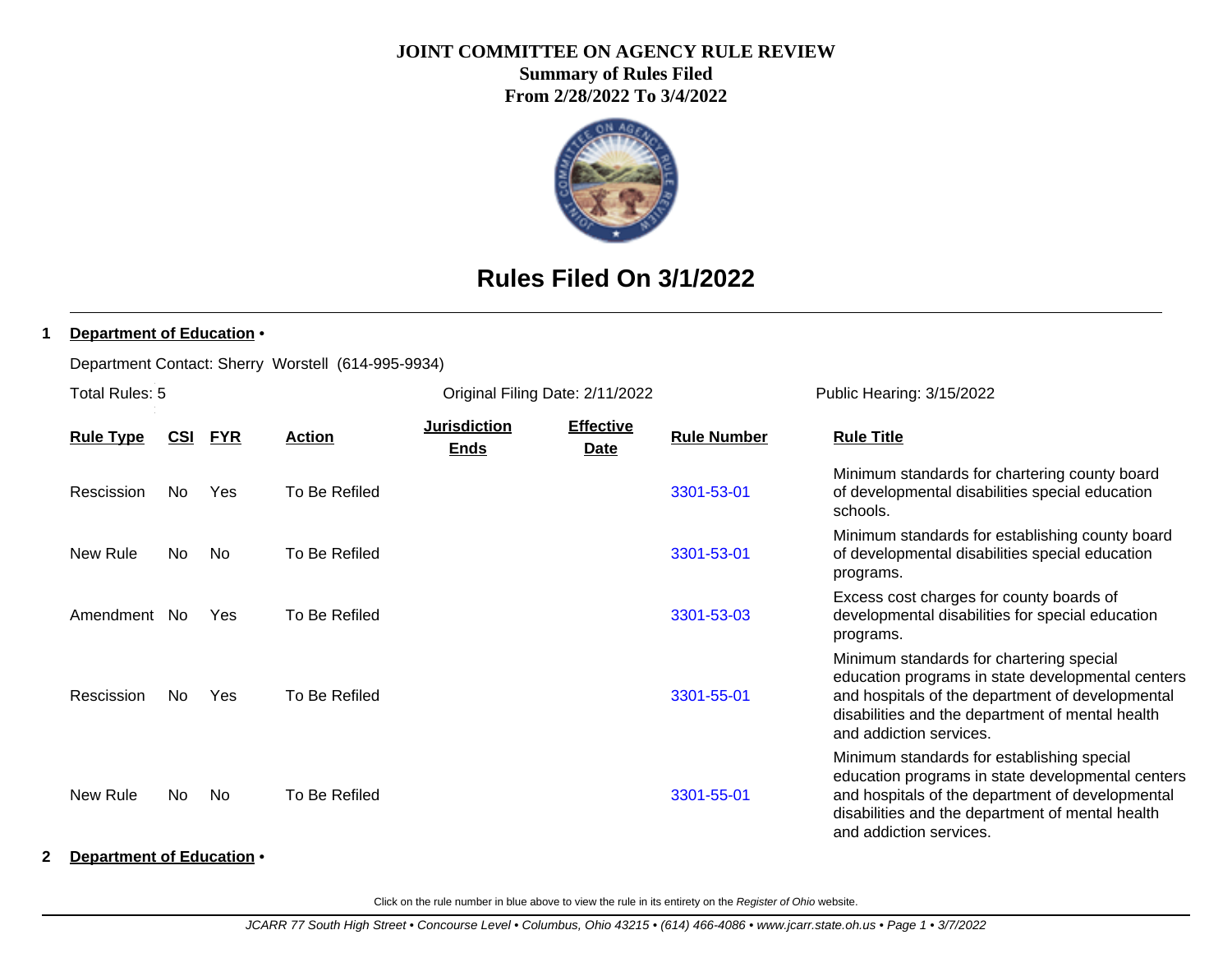# JOINT COMMITTEE ON AGENCY RULE REVIEW

**Summary of Rules Filed**

**From 2/28/2022 To 3/4/2022**

## Rules Filed On 3/1/2022

**1 Department of Education** •

Department Contact: Sherry Worstell (614-995-9934)

Total Rules: 5 | Original Filing Date: 2/11/2022 | Public Hearing: 3/15/2022

| Rule Type | CSI | FYR | Action | Jurisdiction Ends | Effective Date | Rule Number | Rule Title |
|---|---|---|---|---|---|---|---|
| Rescission | No | Yes | To Be Refiled | | | 3301-53-01 | Minimum standards for chartering county board of developmental disabilities special education schools. |
| New Rule | No | No | To Be Refiled | | | 3301-53-01 | Minimum standards for establishing county board of developmental disabilities special education programs. |
| Amendment | No | Yes | To Be Refiled | | | 3301-53-03 | Excess cost charges for county boards of developmental disabilities for special education programs. |
| Rescission | No | Yes | To Be Refiled | | | 3301-55-01 | Minimum standards for chartering special education programs in state developmental centers and hospitals of the department of developmental disabilities and the department of mental health and addiction services. |
| New Rule | No | No | To Be Refiled | | | 3301-55-01 | Minimum standards for establishing special education programs in state developmental centers and hospitals of the department of developmental disabilities and the department of mental health and addiction services. |

**2 Department of Education** •

Click on the rule number in blue above to view the rule in its entirety on the *Register of Ohio* website.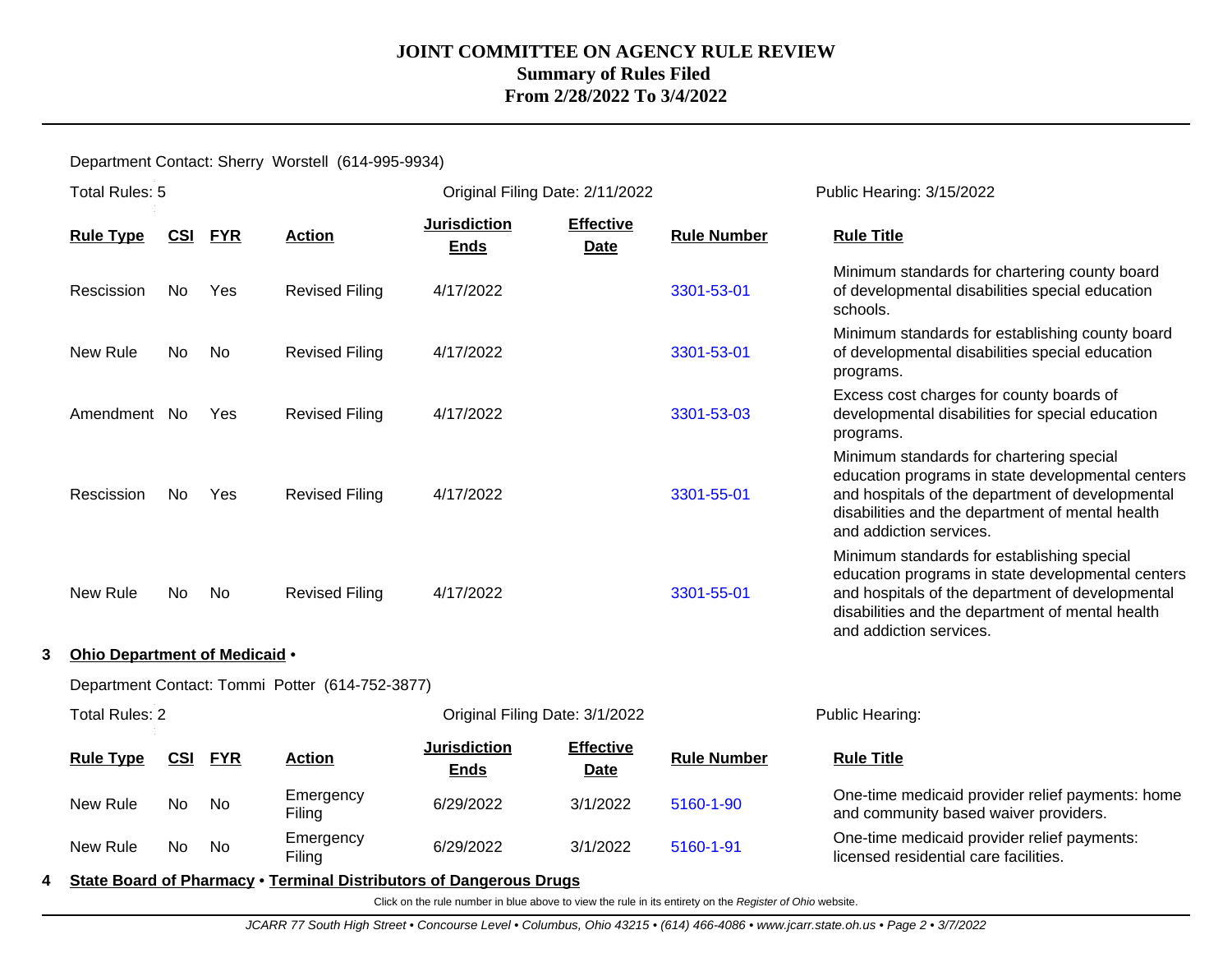Department Contact: Sherry Worstell (614-995-9934)

Total Rules: 5 | Original Filing Date: 2/11/2022 | Public Hearing: 3/15/2022

| Rule Type | CSI | FYR | Action | Jurisdiction Ends | Effective Date | Rule Number | Rule Title |
|---|---|---|---|---|---|---|---|
| Rescission | No | Yes | Revised Filing | 4/17/2022 | | 3301-53-01 | Minimum standards for chartering county board of developmental disabilities special education schools. |
| New Rule | No | No | Revised Filing | 4/17/2022 | | 3301-53-01 | Minimum standards for establishing county board of developmental disabilities special education programs. |
| Amendment | No | Yes | Revised Filing | 4/17/2022 | | 3301-53-03 | Excess cost charges for county boards of developmental disabilities for special education programs. |
| Rescission | No | Yes | Revised Filing | 4/17/2022 | | 3301-55-01 | Minimum standards for chartering special education programs in state developmental centers and hospitals of the department of developmental disabilities and the department of mental health and addiction services. |
| New Rule | No | No | Revised Filing | 4/17/2022 | | 3301-55-01 | Minimum standards for establishing special education programs in state developmental centers and hospitals of the department of developmental disabilities and the department of mental health and addiction services. |

**3 Ohio Department of Medicaid •**

Department Contact: Tommi Potter (614-752-3877)

Total Rules: 2 | Original Filing Date: 3/1/2022 | Public Hearing:

| Rule Type | CSI | FYR | Action | Jurisdiction Ends | Effective Date | Rule Number | Rule Title |
|---|---|---|---|---|---|---|---|
| New Rule | No | No | Emergency Filing | 6/29/2022 | 3/1/2022 | 5160-1-90 | One-time medicaid provider relief payments: home and community based waiver providers. |
| New Rule | No | No | Emergency Filing | 6/29/2022 | 3/1/2022 | 5160-1-91 | One-time medicaid provider relief payments: licensed residential care facilities. |

**4 State Board of Pharmacy • Terminal Distributors of Dangerous Drugs**

Click on the rule number in blue above to view the rule in its entirety on the *Register of Ohio* website.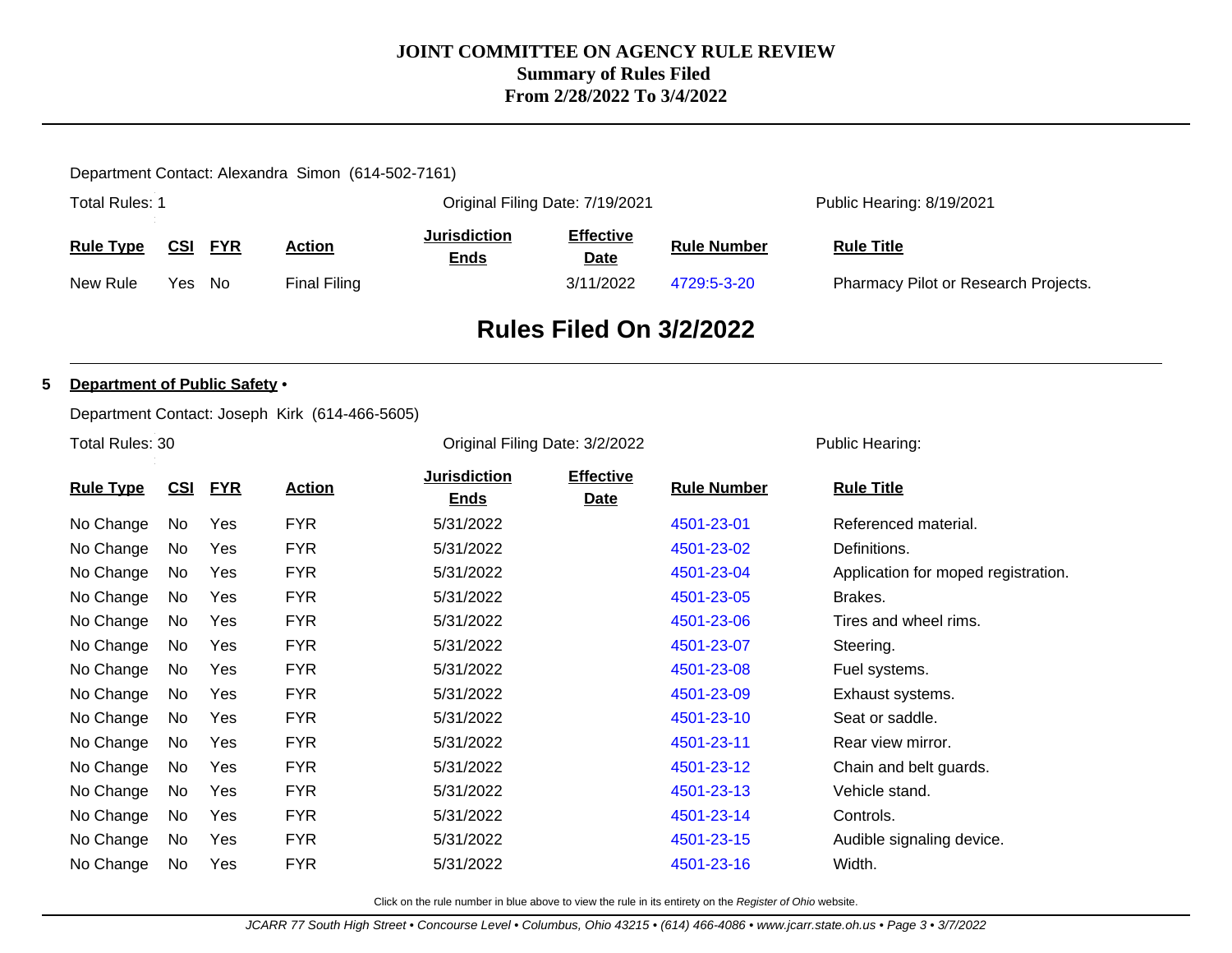# JOINT COMMITTEE ON AGENCY RULE REVIEW
## Summary of Rules Filed
## From 2/28/2022 To 3/4/2022

Department Contact: Alexandra Simon (614-502-7161)

Total Rules: 1 | Original Filing Date: 7/19/2021 | Public Hearing: 8/19/2021

| Rule Type | CSI | FYR | Action | Jurisdiction Ends | Effective Date | Rule Number | Rule Title |
|---|---|---|---|---|---|---|---|
| New Rule | Yes | No | Final Filing | | 3/11/2022 | 4729:5-3-20 | Pharmacy Pilot or Research Projects. |

## Rules Filed On 3/2/2022

**5 Department of Public Safety •**

Department Contact: Joseph Kirk (614-466-5605)

Total Rules: 30 | Original Filing Date: 3/2/2022 | Public Hearing:

| Rule Type | CSI | FYR | Action | Jurisdiction Ends | Effective Date | Rule Number | Rule Title |
|---|---|---|---|---|---|---|---|
| No Change | No | Yes | FYR | 5/31/2022 | | 4501-23-01 | Referenced material. |
| No Change | No | Yes | FYR | 5/31/2022 | | 4501-23-02 | Definitions. |
| No Change | No | Yes | FYR | 5/31/2022 | | 4501-23-04 | Application for moped registration. |
| No Change | No | Yes | FYR | 5/31/2022 | | 4501-23-05 | Brakes. |
| No Change | No | Yes | FYR | 5/31/2022 | | 4501-23-06 | Tires and wheel rims. |
| No Change | No | Yes | FYR | 5/31/2022 | | 4501-23-07 | Steering. |
| No Change | No | Yes | FYR | 5/31/2022 | | 4501-23-08 | Fuel systems. |
| No Change | No | Yes | FYR | 5/31/2022 | | 4501-23-09 | Exhaust systems. |
| No Change | No | Yes | FYR | 5/31/2022 | | 4501-23-10 | Seat or saddle. |
| No Change | No | Yes | FYR | 5/31/2022 | | 4501-23-11 | Rear view mirror. |
| No Change | No | Yes | FYR | 5/31/2022 | | 4501-23-12 | Chain and belt guards. |
| No Change | No | Yes | FYR | 5/31/2022 | | 4501-23-13 | Vehicle stand. |
| No Change | No | Yes | FYR | 5/31/2022 | | 4501-23-14 | Controls. |
| No Change | No | Yes | FYR | 5/31/2022 | | 4501-23-15 | Audible signaling device. |
| No Change | No | Yes | FYR | 5/31/2022 | | 4501-23-16 | Width. |

Click on the rule number in blue above to view the rule in its entirety on the *Register of Ohio* website.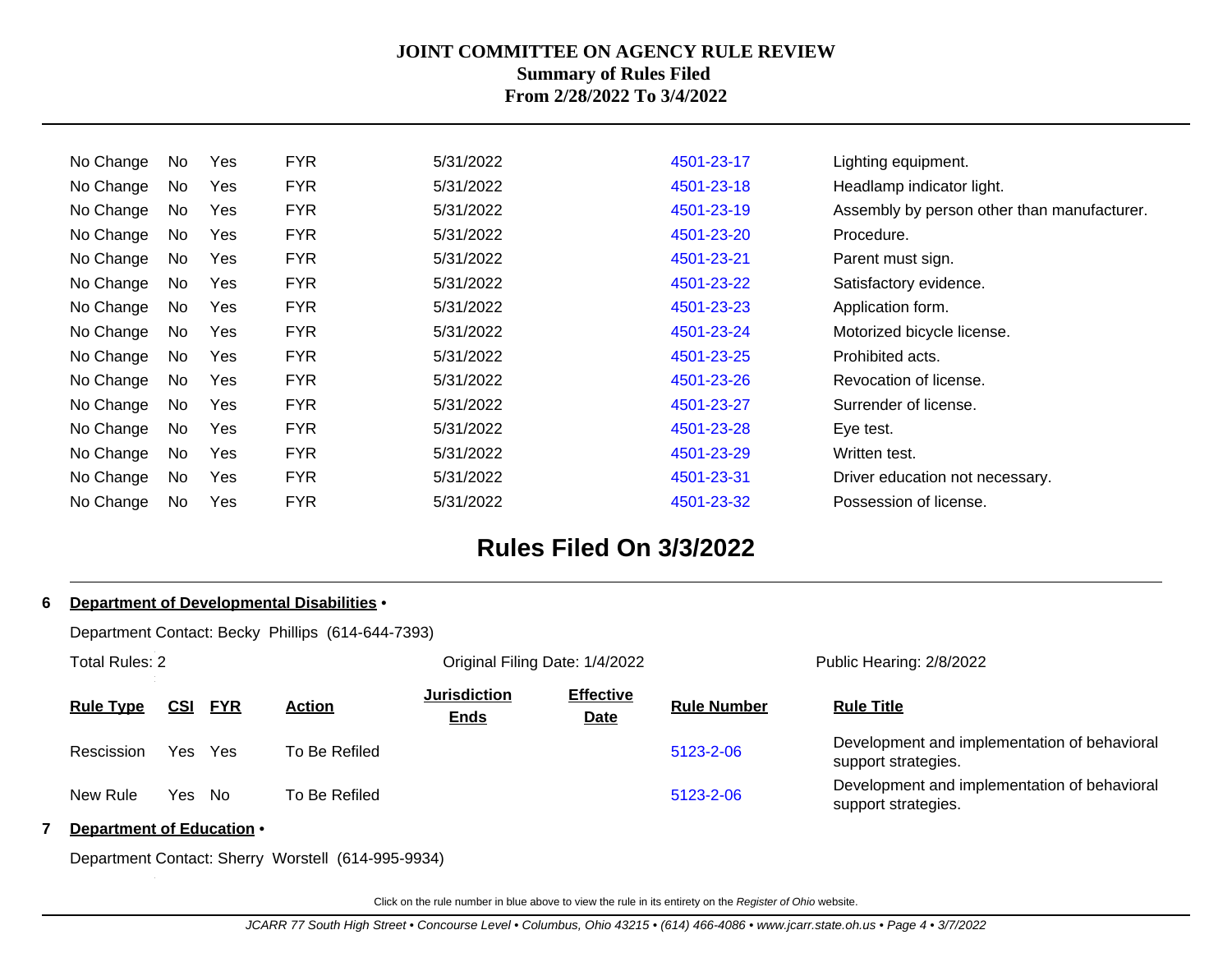| | | | | | | | |
|---|---|---|---|---|---|---|---|
| No Change | No | Yes | FYR | 5/31/2022 | | 4501-23-17 | Lighting equipment. |
| No Change | No | Yes | FYR | 5/31/2022 | | 4501-23-18 | Headlamp indicator light. |
| No Change | No | Yes | FYR | 5/31/2022 | | 4501-23-19 | Assembly by person other than manufacturer. |
| No Change | No | Yes | FYR | 5/31/2022 | | 4501-23-20 | Procedure. |
| No Change | No | Yes | FYR | 5/31/2022 | | 4501-23-21 | Parent must sign. |
| No Change | No | Yes | FYR | 5/31/2022 | | 4501-23-22 | Satisfactory evidence. |
| No Change | No | Yes | FYR | 5/31/2022 | | 4501-23-23 | Application form. |
| No Change | No | Yes | FYR | 5/31/2022 | | 4501-23-24 | Motorized bicycle license. |
| No Change | No | Yes | FYR | 5/31/2022 | | 4501-23-25 | Prohibited acts. |
| No Change | No | Yes | FYR | 5/31/2022 | | 4501-23-26 | Revocation of license. |
| No Change | No | Yes | FYR | 5/31/2022 | | 4501-23-27 | Surrender of license. |
| No Change | No | Yes | FYR | 5/31/2022 | | 4501-23-28 | Eye test. |
| No Change | No | Yes | FYR | 5/31/2022 | | 4501-23-29 | Written test. |
| No Change | No | Yes | FYR | 5/31/2022 | | 4501-23-31 | Driver education not necessary. |
| No Change | No | Yes | FYR | 5/31/2022 | | 4501-23-32 | Possession of license. |

## Rules Filed On 3/3/2022

**6 Department of Developmental Disabilities •**

Department Contact: Becky Phillips (614-644-7393)

Total Rules: 2 | Original Filing Date: 1/4/2022 | Public Hearing: 2/8/2022

| Rule Type | CSI | FYR | Action | Jurisdiction Ends | Effective Date | Rule Number | Rule Title |
|---|---|---|---|---|---|---|---|
| Rescission | Yes | Yes | To Be Refiled | | | 5123-2-06 | Development and implementation of behavioral support strategies. |
| New Rule | Yes | No | To Be Refiled | | | 5123-2-06 | Development and implementation of behavioral support strategies. |

**7 Department of Education •**

Department Contact: Sherry Worstell (614-995-9934)

Click on the rule number in blue above to view the rule in its entirety on the *Register of Ohio* website.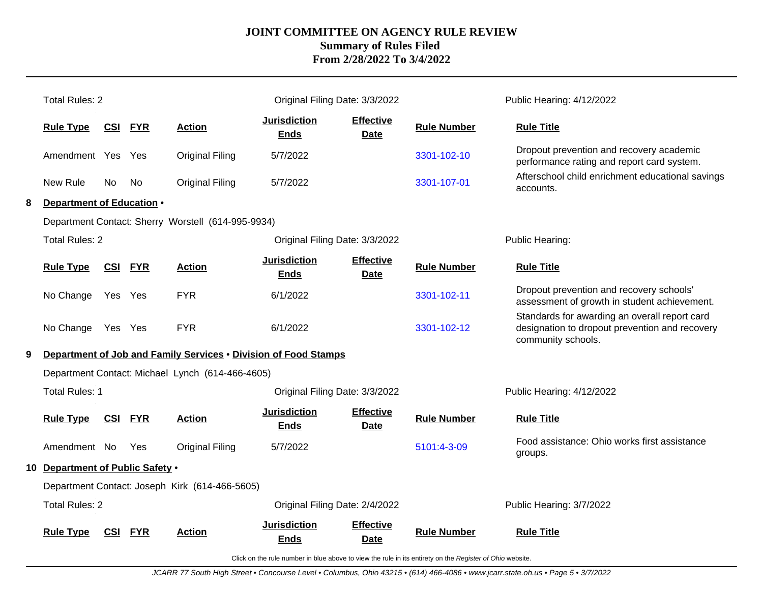# JOINT COMMITTEE ON AGENCY RULE REVIEW
## Summary of Rules Filed
### From 2/28/2022 To 3/4/2022

Total Rules: 2 | Original Filing Date: 3/3/2022 | Public Hearing: 4/12/2022

| Rule Type | CSI | FYR | Action | Jurisdiction Ends | Effective Date | Rule Number | Rule Title |
|---|---|---|---|---|---|---|---|
| Amendment | Yes | Yes | Original Filing | 5/7/2022 | | 3301-102-10 | Dropout prevention and recovery academic performance rating and report card system. |
| New Rule | No | No | Original Filing | 5/7/2022 | | 3301-107-01 | Afterschool child enrichment educational savings accounts. |

**8 Department of Education •**

Department Contact: Sherry Worstell (614-995-9934)

Total Rules: 2 | Original Filing Date: 3/3/2022 | Public Hearing:

| Rule Type | CSI | FYR | Action | Jurisdiction Ends | Effective Date | Rule Number | Rule Title |
|---|---|---|---|---|---|---|---|
| No Change | Yes | Yes | FYR | 6/1/2022 | | 3301-102-11 | Dropout prevention and recovery schools' assessment of growth in student achievement. |
| No Change | Yes | Yes | FYR | 6/1/2022 | | 3301-102-12 | Standards for awarding an overall report card designation to dropout prevention and recovery community schools. |

**9 Department of Job and Family Services • Division of Food Stamps**

Department Contact: Michael Lynch (614-466-4605)

Total Rules: 1 | Original Filing Date: 3/3/2022 | Public Hearing: 4/12/2022

| Rule Type | CSI | FYR | Action | Jurisdiction Ends | Effective Date | Rule Number | Rule Title |
|---|---|---|---|---|---|---|---|
| Amendment | No | Yes | Original Filing | 5/7/2022 | | 5101:4-3-09 | Food assistance: Ohio works first assistance groups. |

**10 Department of Public Safety •**

Department Contact: Joseph Kirk (614-466-5605)

Total Rules: 2 | Original Filing Date: 2/4/2022 | Public Hearing: 3/7/2022

| Rule Type | CSI | FYR | Action | Jurisdiction Ends | Effective Date | Rule Number | Rule Title |
|---|---|---|---|---|---|---|---|

Click on the rule number in blue above to view the rule in its entirety on the *Register of Ohio* website.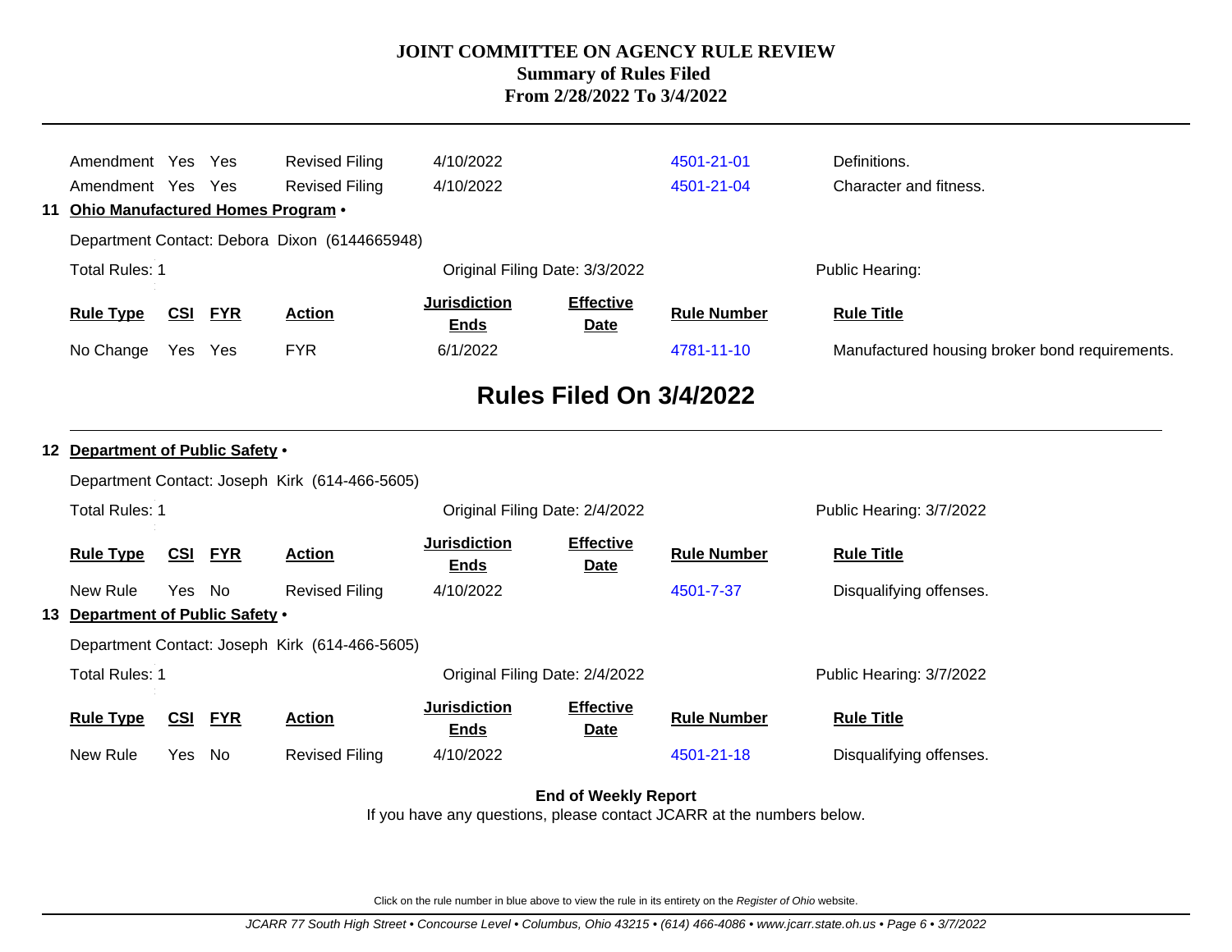# JOINT COMMITTEE ON AGENCY RULE REVIEW
## Summary of Rules Filed
## From 2/28/2022 To 3/4/2022

| | | | | | | | |
|---|---|---|---|---|---|---|---|
| Amendment | Yes | Yes | Revised Filing | 4/10/2022 | | 4501-21-01 | Definitions. |
| Amendment | Yes | Yes | Revised Filing | 4/10/2022 | | 4501-21-04 | Character and fitness. |

**11 Ohio Manufactured Homes Program •**

Department Contact: Debora Dixon (6144665948)

Total Rules: 1 | Original Filing Date: 3/3/2022 | Public Hearing:

| Rule Type | CSI | FYR | Action | Jurisdiction Ends | Effective Date | Rule Number | Rule Title |
|---|---|---|---|---|---|---|---|
| No Change | Yes | Yes | FYR | 6/1/2022 | | 4781-11-10 | Manufactured housing broker bond requirements. |

## Rules Filed On 3/4/2022

**12 Department of Public Safety •**

Department Contact: Joseph Kirk (614-466-5605)

Total Rules: 1 | Original Filing Date: 2/4/2022 | Public Hearing: 3/7/2022

| Rule Type | CSI | FYR | Action | Jurisdiction Ends | Effective Date | Rule Number | Rule Title |
|---|---|---|---|---|---|---|---|
| New Rule | Yes | No | Revised Filing | 4/10/2022 | | 4501-7-37 | Disqualifying offenses. |

**13 Department of Public Safety •**

Department Contact: Joseph Kirk (614-466-5605)

Total Rules: 1 | Original Filing Date: 2/4/2022 | Public Hearing: 3/7/2022

| Rule Type | CSI | FYR | Action | Jurisdiction Ends | Effective Date | Rule Number | Rule Title |
|---|---|---|---|---|---|---|---|
| New Rule | Yes | No | Revised Filing | 4/10/2022 | | 4501-21-18 | Disqualifying offenses. |

**End of Weekly Report**

If you have any questions, please contact JCARR at the numbers below.

Click on the rule number in blue above to view the rule in its entirety on the *Register of Ohio* website.

*JCARR 77 South High Street • Concourse Level • Columbus, Ohio 43215 • (614) 466-4086 • www.jcarr.state.oh.us*